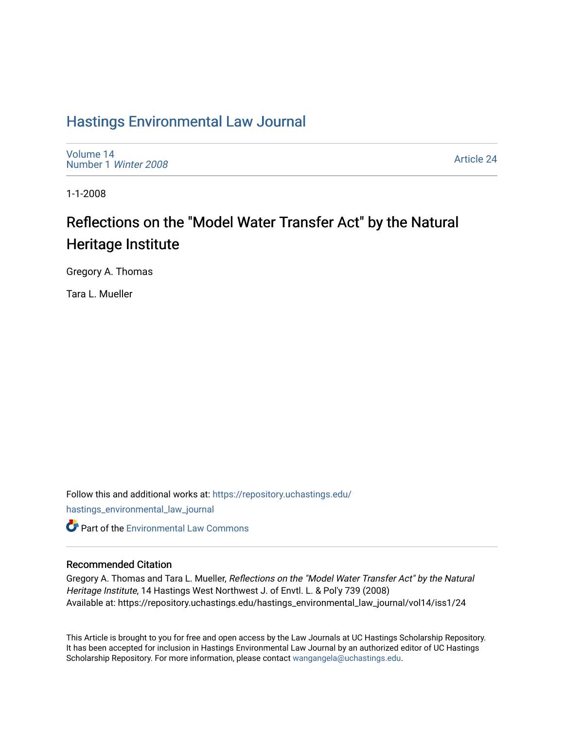# Hastings Environmental Law Journal

Volume 14
Number 1 *Winter 2008*

Article 24

1-1-2008

## Reflections on the "Model Water Transfer Act" by the Natural Heritage Institute

Gregory A. Thomas

Tara L. Mueller

Follow this and additional works at: https://repository.uchastings.edu/hastings_environmental_law_journal

Part of the Environmental Law Commons

### Recommended Citation

Gregory A. Thomas and Tara L. Mueller, *Reflections on the "Model Water Transfer Act" by the Natural Heritage Institute*, 14 Hastings West Northwest J. of Envtl. L. & Pol'y 739 (2008)
Available at: https://repository.uchastings.edu/hastings_environmental_law_journal/vol14/iss1/24

This Article is brought to you for free and open access by the Law Journals at UC Hastings Scholarship Repository. It has been accepted for inclusion in Hastings Environmental Law Journal by an authorized editor of UC Hastings Scholarship Repository. For more information, please contact wangangela@uchastings.edu.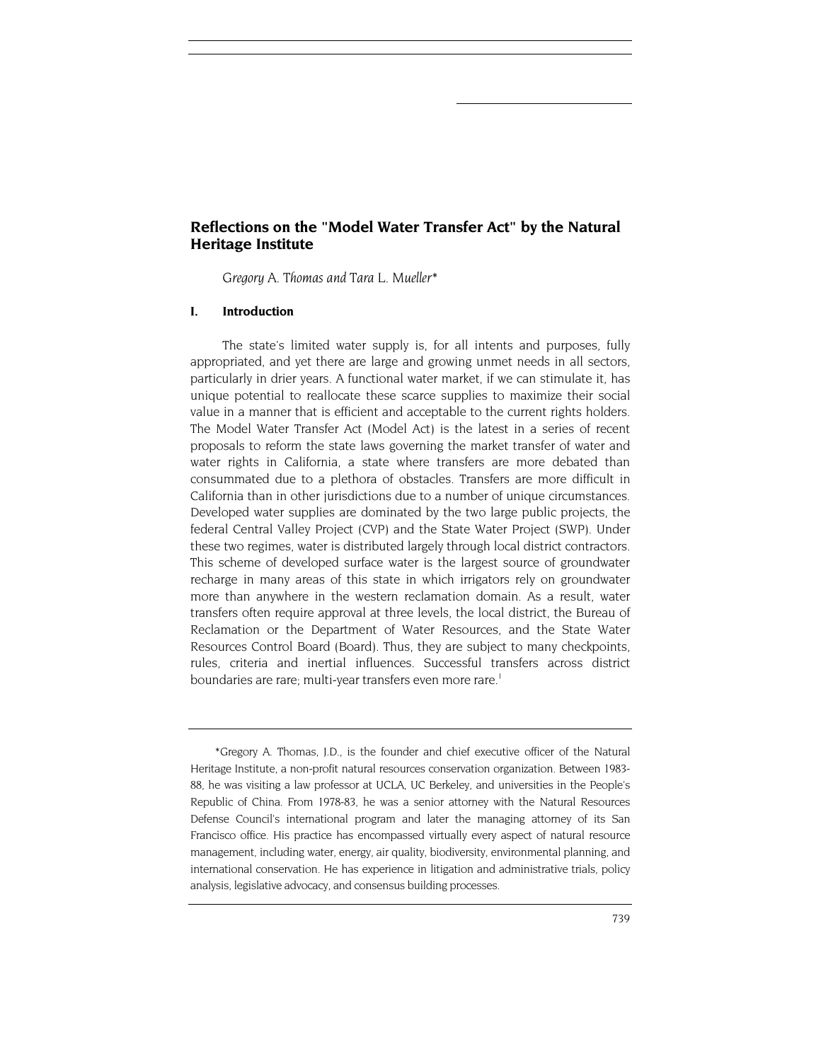## Reflections on the "Model Water Transfer Act" by the Natural Heritage Institute

*Gregory A. Thomas and Tara L. Mueller**

### I. Introduction

The state's limited water supply is, for all intents and purposes, fully appropriated, and yet there are large and growing unmet needs in all sectors, particularly in drier years. A functional water market, if we can stimulate it, has unique potential to reallocate these scarce supplies to maximize their social value in a manner that is efficient and acceptable to the current rights holders. The Model Water Transfer Act (Model Act) is the latest in a series of recent proposals to reform the state laws governing the market transfer of water and water rights in California, a state where transfers are more debated than consummated due to a plethora of obstacles. Transfers are more difficult in California than in other jurisdictions due to a number of unique circumstances. Developed water supplies are dominated by the two large public projects, the federal Central Valley Project (CVP) and the State Water Project (SWP). Under these two regimes, water is distributed largely through local district contractors. This scheme of developed surface water is the largest source of groundwater recharge in many areas of this state in which irrigators rely on groundwater more than anywhere in the western reclamation domain. As a result, water transfers often require approval at three levels, the local district, the Bureau of Reclamation or the Department of Water Resources, and the State Water Resources Control Board (Board). Thus, they are subject to many checkpoints, rules, criteria and inertial influences. Successful transfers across district boundaries are rare; multi-year transfers even more rare.[1]

---

*Gregory A. Thomas, J.D., is the founder and chief executive officer of the Natural Heritage Institute, a non-profit natural resources conservation organization. Between 1983-88, he was visiting a law professor at UCLA, UC Berkeley, and universities in the People's Republic of China. From 1978-83, he was a senior attorney with the Natural Resources Defense Council's international program and later the managing attorney of its San Francisco office. His practice has encompassed virtually every aspect of natural resource management, including water, energy, air quality, biodiversity, environmental planning, and international conservation. He has experience in litigation and administrative trials, policy analysis, legislative advocacy, and consensus building processes.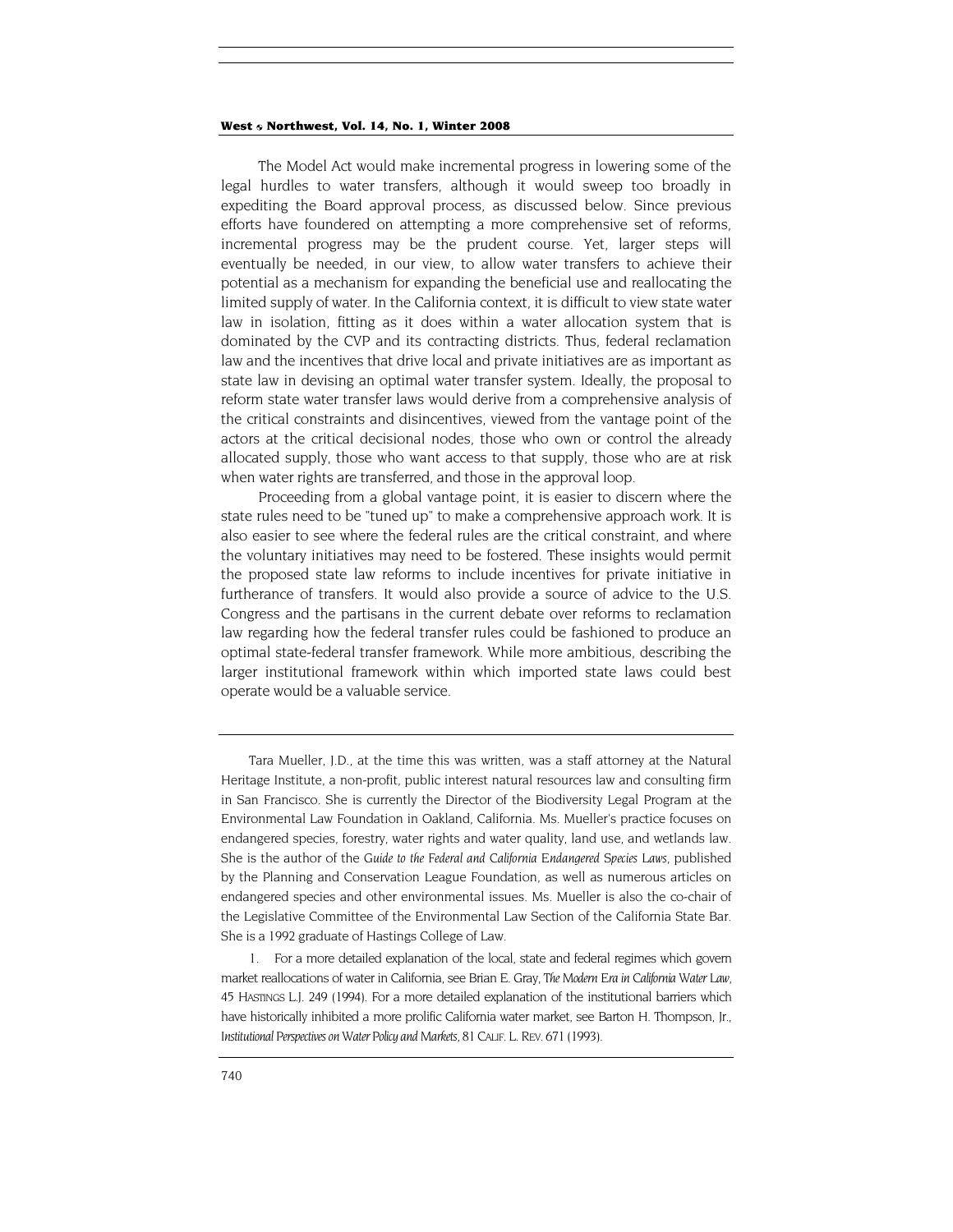The Model Act would make incremental progress in lowering some of the legal hurdles to water transfers, although it would sweep too broadly in expediting the Board approval process, as discussed below. Since previous efforts have foundered on attempting a more comprehensive set of reforms, incremental progress may be the prudent course. Yet, larger steps will eventually be needed, in our view, to allow water transfers to achieve their potential as a mechanism for expanding the beneficial use and reallocating the limited supply of water. In the California context, it is difficult to view state water law in isolation, fitting as it does within a water allocation system that is dominated by the CVP and its contracting districts. Thus, federal reclamation law and the incentives that drive local and private initiatives are as important as state law in devising an optimal water transfer system. Ideally, the proposal to reform state water transfer laws would derive from a comprehensive analysis of the critical constraints and disincentives, viewed from the vantage point of the actors at the critical decisional nodes, those who own or control the already allocated supply, those who want access to that supply, those who are at risk when water rights are transferred, and those in the approval loop.

Proceeding from a global vantage point, it is easier to discern where the state rules need to be "tuned up" to make a comprehensive approach work. It is also easier to see where the federal rules are the critical constraint, and where the voluntary initiatives may need to be fostered. These insights would permit the proposed state law reforms to include incentives for private initiative in furtherance of transfers. It would also provide a source of advice to the U.S. Congress and the partisans in the current debate over reforms to reclamation law regarding how the federal transfer rules could be fashioned to produce an optimal state-federal transfer framework. While more ambitious, describing the larger institutional framework within which imported state laws could best operate would be a valuable service.

---

Tara Mueller, J.D., at the time this was written, was a staff attorney at the Natural Heritage Institute, a non-profit, public interest natural resources law and consulting firm in San Francisco. She is currently the Director of the Biodiversity Legal Program at the Environmental Law Foundation in Oakland, California. Ms. Mueller's practice focuses on endangered species, forestry, water rights and water quality, land use, and wetlands law. She is the author of the *Guide to the Federal and California Endangered Species Laws*, published by the Planning and Conservation League Foundation, as well as numerous articles on endangered species and other environmental issues. Ms. Mueller is also the co-chair of the Legislative Committee of the Environmental Law Section of the California State Bar. She is a 1992 graduate of Hastings College of Law.

1. For a more detailed explanation of the local, state and federal regimes which govern market reallocations of water in California, see Brian E. Gray, *The Modern Era in California Water Law*, 45 HASTINGS L.J. 249 (1994). For a more detailed explanation of the institutional barriers which have historically inhibited a more prolific California water market, see Barton H. Thompson, Jr., *Institutional Perspectives on Water Policy and Markets*, 81 CALIF. L. REV. 671 (1993).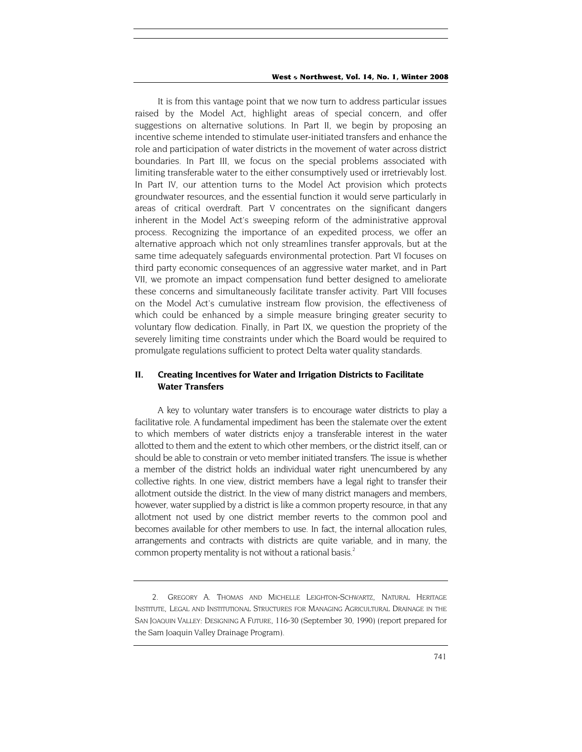It is from this vantage point that we now turn to address particular issues raised by the Model Act, highlight areas of special concern, and offer suggestions on alternative solutions. In Part II, we begin by proposing an incentive scheme intended to stimulate user-initiated transfers and enhance the role and participation of water districts in the movement of water across district boundaries. In Part III, we focus on the special problems associated with limiting transferable water to the either consumptively used or irretrievably lost. In Part IV, our attention turns to the Model Act provision which protects groundwater resources, and the essential function it would serve particularly in areas of critical overdraft. Part V concentrates on the significant dangers inherent in the Model Act's sweeping reform of the administrative approval process. Recognizing the importance of an expedited process, we offer an alternative approach which not only streamlines transfer approvals, but at the same time adequately safeguards environmental protection. Part VI focuses on third party economic consequences of an aggressive water market, and in Part VII, we promote an impact compensation fund better designed to ameliorate these concerns and simultaneously facilitate transfer activity. Part VIII focuses on the Model Act's cumulative instream flow provision, the effectiveness of which could be enhanced by a simple measure bringing greater security to voluntary flow dedication. Finally, in Part IX, we question the propriety of the severely limiting time constraints under which the Board would be required to promulgate regulations sufficient to protect Delta water quality standards.

## II. Creating Incentives for Water and Irrigation Districts to Facilitate Water Transfers

A key to voluntary water transfers is to encourage water districts to play a facilitative role. A fundamental impediment has been the stalemate over the extent to which members of water districts enjoy a transferable interest in the water allotted to them and the extent to which other members, or the district itself, can or should be able to constrain or veto member initiated transfers. The issue is whether a member of the district holds an individual water right unencumbered by any collective rights. In one view, district members have a legal right to transfer their allotment outside the district. In the view of many district managers and members, however, water supplied by a district is like a common property resource, in that any allotment not used by one district member reverts to the common pool and becomes available for other members to use. In fact, the internal allocation rules, arrangements and contracts with districts are quite variable, and in many, the common property mentality is not without a rational basis.[2]

---

2. GREGORY A. THOMAS AND MICHELLE LEIGHTON-SCHWARTZ, NATURAL HERITAGE INSTITUTE, LEGAL AND INSTITUTIONAL STRUCTURES FOR MANAGING AGRICULTURAL DRAINAGE IN THE SAN JOAQUIN VALLEY: DESIGNING A FUTURE, 116-30 (September 30, 1990) (report prepared for the Sam Joaquin Valley Drainage Program).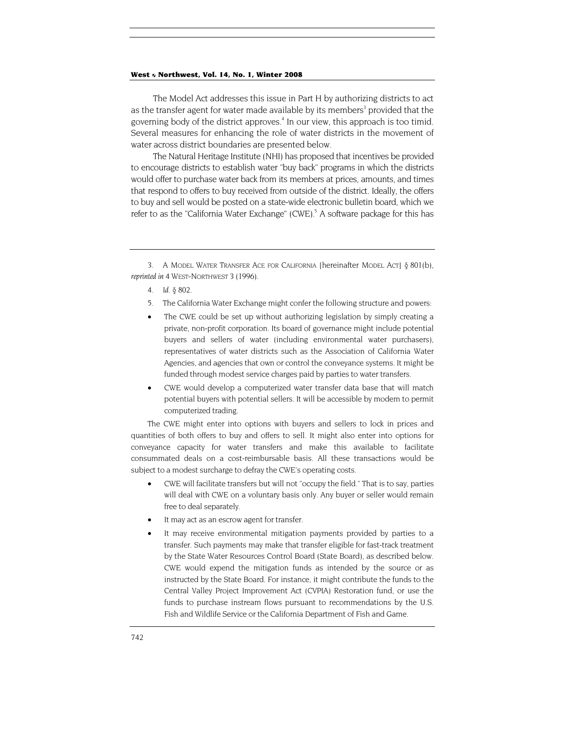The Model Act addresses this issue in Part H by authorizing districts to act as the transfer agent for water made available by its members[3] provided that the governing body of the district approves.[4] In our view, this approach is too timid. Several measures for enhancing the role of water districts in the movement of water across district boundaries are presented below.

The Natural Heritage Institute (NHI) has proposed that incentives be provided to encourage districts to establish water "buy back" programs in which the districts would offer to purchase water back from its members at prices, amounts, and times that respond to offers to buy received from outside of the district. Ideally, the offers to buy and sell would be posted on a state-wide electronic bulletin board, which we refer to as the "California Water Exchange" (CWE).[5] A software package for this has

---

3. A MODEL WATER TRANSFER ACE FOR CALIFORNIA [hereinafter MODEL ACT] § 801(b), *reprinted in* 4 WEST-NORTHWEST 3 (1996).

4. *Id.* § 802.

5. The California Water Exchange might confer the following structure and powers:

- The CWE could be set up without authorizing legislation by simply creating a private, non-profit corporation. Its board of governance might include potential buyers and sellers of water (including environmental water purchasers), representatives of water districts such as the Association of California Water Agencies, and agencies that own or control the conveyance systems. It might be funded through modest service charges paid by parties to water transfers.
- CWE would develop a computerized water transfer data base that will match potential buyers with potential sellers. It will be accessible by modem to permit computerized trading.

The CWE might enter into options with buyers and sellers to lock in prices and quantities of both offers to buy and offers to sell. It might also enter into options for conveyance capacity for water transfers and make this available to facilitate consummated deals on a cost-reimbursable basis. All these transactions would be subject to a modest surcharge to defray the CWE's operating costs.

- CWE will facilitate transfers but will not "occupy the field." That is to say, parties will deal with CWE on a voluntary basis only. Any buyer or seller would remain free to deal separately.
- It may act as an escrow agent for transfer.
- It may receive environmental mitigation payments provided by parties to a transfer. Such payments may make that transfer eligible for fast-track treatment by the State Water Resources Control Board (State Board), as described below. CWE would expend the mitigation funds as intended by the source or as instructed by the State Board. For instance, it might contribute the funds to the Central Valley Project Improvement Act (CVPIA) Restoration fund, or use the funds to purchase instream flows pursuant to recommendations by the U.S. Fish and Wildlife Service or the California Department of Fish and Game.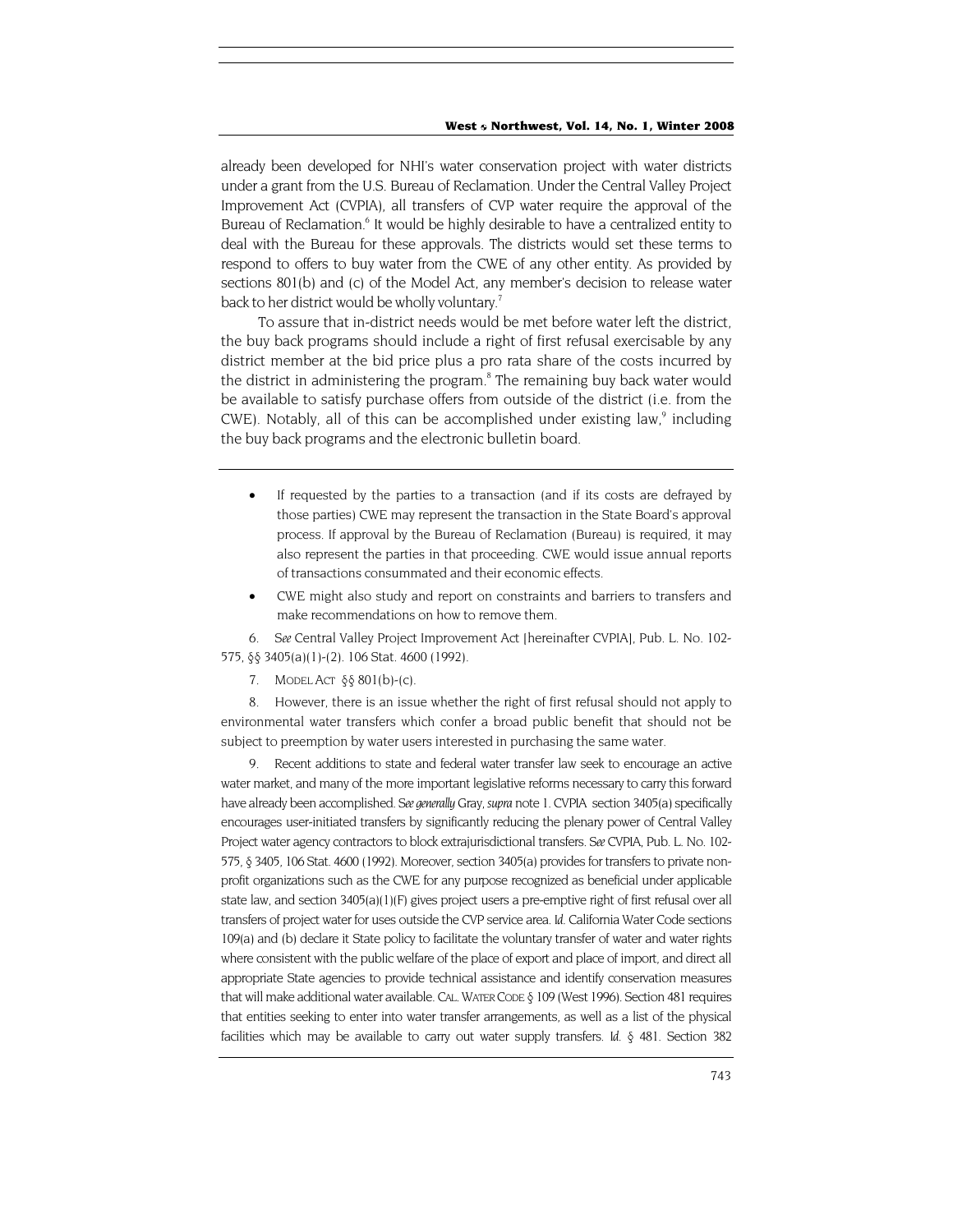already been developed for NHI's water conservation project with water districts under a grant from the U.S. Bureau of Reclamation. Under the Central Valley Project Improvement Act (CVPIA), all transfers of CVP water require the approval of the Bureau of Reclamation.[6] It would be highly desirable to have a centralized entity to deal with the Bureau for these approvals. The districts would set these terms to respond to offers to buy water from the CWE of any other entity. As provided by sections 801(b) and (c) of the Model Act, any member's decision to release water back to her district would be wholly voluntary.[7]

To assure that in-district needs would be met before water left the district, the buy back programs should include a right of first refusal exercisable by any district member at the bid price plus a pro rata share of the costs incurred by the district in administering the program.[8] The remaining buy back water would be available to satisfy purchase offers from outside of the district (i.e. from the CWE). Notably, all of this can be accomplished under existing law,[9] including the buy back programs and the electronic bulletin board.

---

- If requested by the parties to a transaction (and if its costs are defrayed by those parties) CWE may represent the transaction in the State Board's approval process. If approval by the Bureau of Reclamation (Bureau) is required, it may also represent the parties in that proceeding. CWE would issue annual reports of transactions consummated and their economic effects.
- CWE might also study and report on constraints and barriers to transfers and make recommendations on how to remove them.

6. *See* Central Valley Project Improvement Act [hereinafter CVPIA], Pub. L. No. 102-575, §§ 3405(a)(1)-(2). 106 Stat. 4600 (1992).

7. MODEL ACT §§ 801(b)-(c).

8. However, there is an issue whether the right of first refusal should not apply to environmental water transfers which confer a broad public benefit that should not be subject to preemption by water users interested in purchasing the same water.

9. Recent additions to state and federal water transfer law seek to encourage an active water market, and many of the more important legislative reforms necessary to carry this forward have already been accomplished. *See generally* Gray, *supra* note 1. CVPIA section 3405(a) specifically encourages user-initiated transfers by significantly reducing the plenary power of Central Valley Project water agency contractors to block extrajurisdictional transfers. *See* CVPIA, Pub. L. No. 102-575, § 3405, 106 Stat. 4600 (1992). Moreover, section 3405(a) provides for transfers to private non-profit organizations such as the CWE for any purpose recognized as beneficial under applicable state law, and section 3405(a)(1)(F) gives project users a pre-emptive right of first refusal over all transfers of project water for uses outside the CVP service area. *Id.* California Water Code sections 109(a) and (b) declare it State policy to facilitate the voluntary transfer of water and water rights where consistent with the public welfare of the place of export and place of import, and direct all appropriate State agencies to provide technical assistance and identify conservation measures that will make additional water available. CAL. WATER CODE § 109 (West 1996). Section 481 requires that entities seeking to enter into water transfer arrangements, as well as a list of the physical facilities which may be available to carry out water supply transfers. *Id.* § 481. Section 382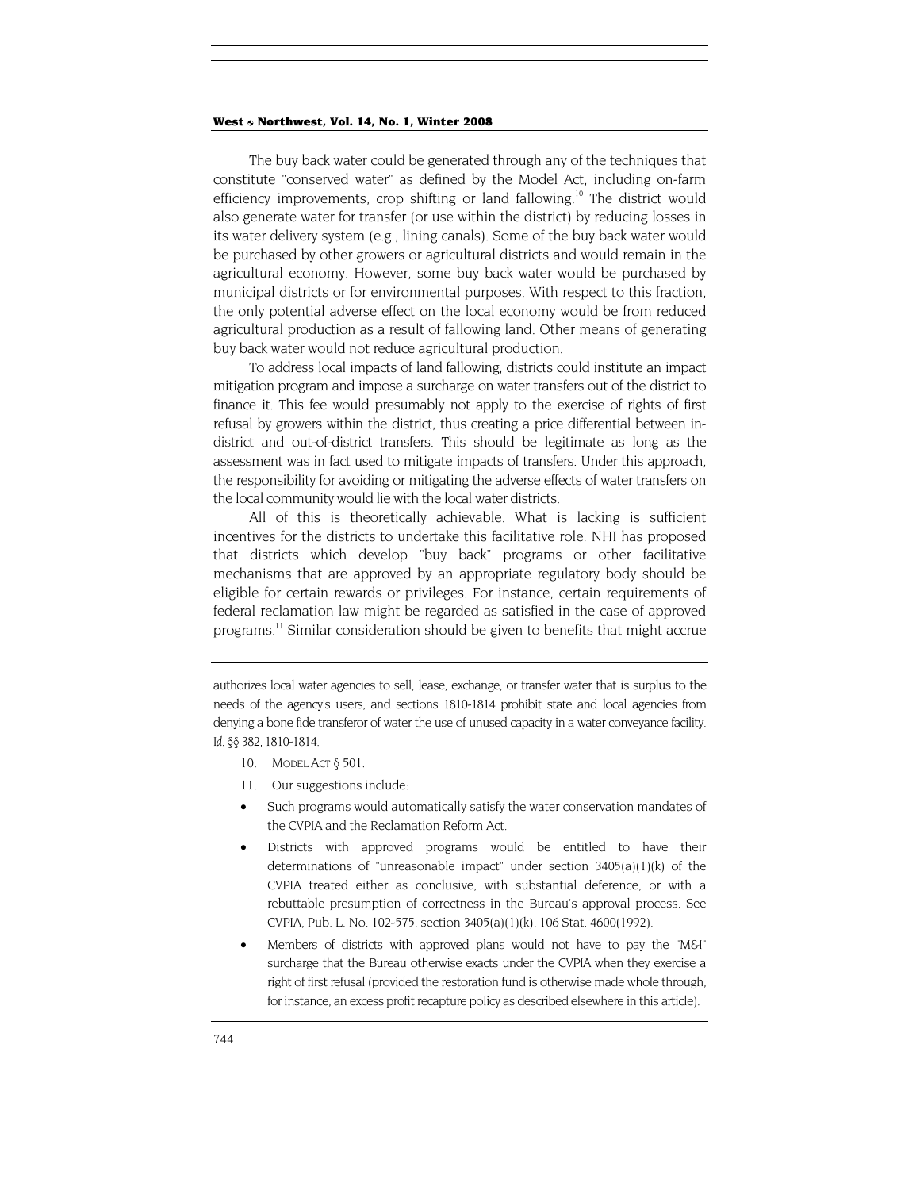The buy back water could be generated through any of the techniques that constitute "conserved water" as defined by the Model Act, including on-farm efficiency improvements, crop shifting or land fallowing.[10] The district would also generate water for transfer (or use within the district) by reducing losses in its water delivery system (e.g., lining canals). Some of the buy back water would be purchased by other growers or agricultural districts and would remain in the agricultural economy. However, some buy back water would be purchased by municipal districts or for environmental purposes. With respect to this fraction, the only potential adverse effect on the local economy would be from reduced agricultural production as a result of fallowing land. Other means of generating buy back water would not reduce agricultural production.

To address local impacts of land fallowing, districts could institute an impact mitigation program and impose a surcharge on water transfers out of the district to finance it. This fee would presumably not apply to the exercise of rights of first refusal by growers within the district, thus creating a price differential between in-district and out-of-district transfers. This should be legitimate as long as the assessment was in fact used to mitigate impacts of transfers. Under this approach, the responsibility for avoiding or mitigating the adverse effects of water transfers on the local community would lie with the local water districts.

All of this is theoretically achievable. What is lacking is sufficient incentives for the districts to undertake this facilitative role. NHI has proposed that districts which develop "buy back" programs or other facilitative mechanisms that are approved by an appropriate regulatory body should be eligible for certain rewards or privileges. For instance, certain requirements of federal reclamation law might be regarded as satisfied in the case of approved programs.[11] Similar consideration should be given to benefits that might accrue

---

authorizes local water agencies to sell, lease, exchange, or transfer water that is surplus to the needs of the agency's users, and sections 1810-1814 prohibit state and local agencies from denying a bone fide transferor of water the use of unused capacity in a water conveyance facility. *Id.* §§ 382, 1810-1814.

10. MODEL ACT § 501.

11. Our suggestions include:

- Such programs would automatically satisfy the water conservation mandates of the CVPIA and the Reclamation Reform Act.
- Districts with approved programs would be entitled to have their determinations of "unreasonable impact" under section 3405(a)(1)(k) of the CVPIA treated either as conclusive, with substantial deference, or with a rebuttable presumption of correctness in the Bureau's approval process. See CVPIA, Pub. L. No. 102-575, section 3405(a)(1)(k), 106 Stat. 4600(1992).
- Members of districts with approved plans would not have to pay the "M&I" surcharge that the Bureau otherwise exacts under the CVPIA when they exercise a right of first refusal (provided the restoration fund is otherwise made whole through, for instance, an excess profit recapture policy as described elsewhere in this article).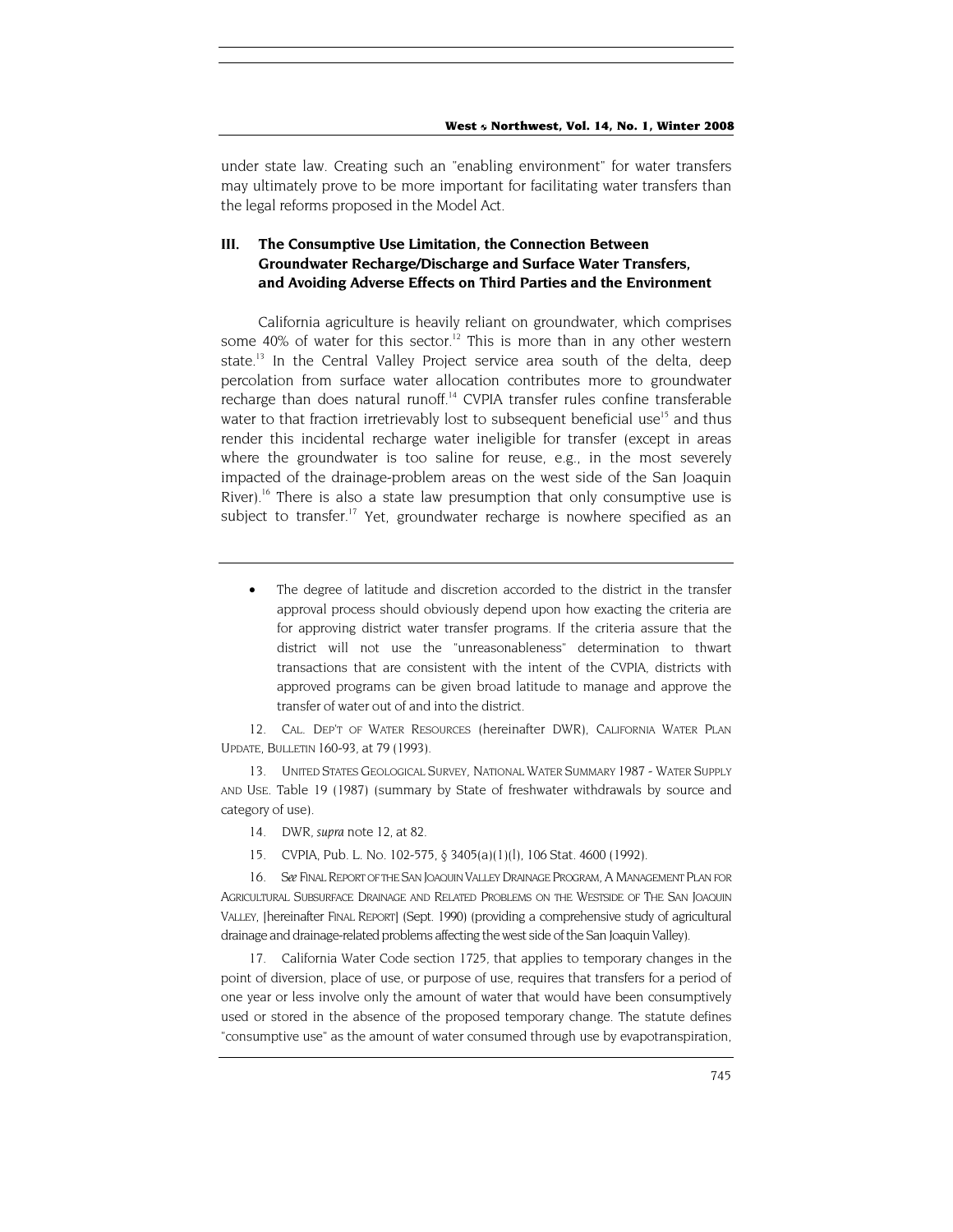under state law. Creating such an "enabling environment" for water transfers may ultimately prove to be more important for facilitating water transfers than the legal reforms proposed in the Model Act.

## III. The Consumptive Use Limitation, the Connection Between Groundwater Recharge/Discharge and Surface Water Transfers, and Avoiding Adverse Effects on Third Parties and the Environment

California agriculture is heavily reliant on groundwater, which comprises some 40% of water for this sector.[12] This is more than in any other western state.[13] In the Central Valley Project service area south of the delta, deep percolation from surface water allocation contributes more to groundwater recharge than does natural runoff.[14] CVPIA transfer rules confine transferable water to that fraction irretrievably lost to subsequent beneficial use[15] and thus render this incidental recharge water ineligible for transfer (except in areas where the groundwater is too saline for reuse, e.g., in the most severely impacted of the drainage-problem areas on the west side of the San Joaquin River).[16] There is also a state law presumption that only consumptive use is subject to transfer.[17] Yet, groundwater recharge is nowhere specified as an

---

- The degree of latitude and discretion accorded to the district in the transfer approval process should obviously depend upon how exacting the criteria are for approving district water transfer programs. If the criteria assure that the district will not use the "unreasonableness" determination to thwart transactions that are consistent with the intent of the CVPIA, districts with approved programs can be given broad latitude to manage and approve the transfer of water out of and into the district.

12. CAL. DEP'T OF WATER RESOURCES (hereinafter DWR), CALIFORNIA WATER PLAN UPDATE, BULLETIN 160-93, at 79 (1993).

13. UNITED STATES GEOLOGICAL SURVEY, NATIONAL WATER SUMMARY 1987 - WATER SUPPLY AND USE. Table 19 (1987) (summary by State of freshwater withdrawals by source and category of use).

14. DWR, *supra* note 12, at 82.

15. CVPIA, Pub. L. No. 102-575, § 3405(a)(1)(I), 106 Stat. 4600 (1992).

16. *See* FINAL REPORT OF THE SAN JOAQUIN VALLEY DRAINAGE PROGRAM, A MANAGEMENT PLAN FOR AGRICULTURAL SUBSURFACE DRAINAGE AND RELATED PROBLEMS ON THE WESTSIDE OF THE SAN JOAQUIN VALLEY, [hereinafter FINAL REPORT] (Sept. 1990) (providing a comprehensive study of agricultural drainage and drainage-related problems affecting the west side of the San Joaquin Valley).

17. California Water Code section 1725, that applies to temporary changes in the point of diversion, place of use, or purpose of use, requires that transfers for a period of one year or less involve only the amount of water that would have been consumptively used or stored in the absence of the proposed temporary change. The statute defines "consumptive use" as the amount of water consumed through use by evapotranspiration,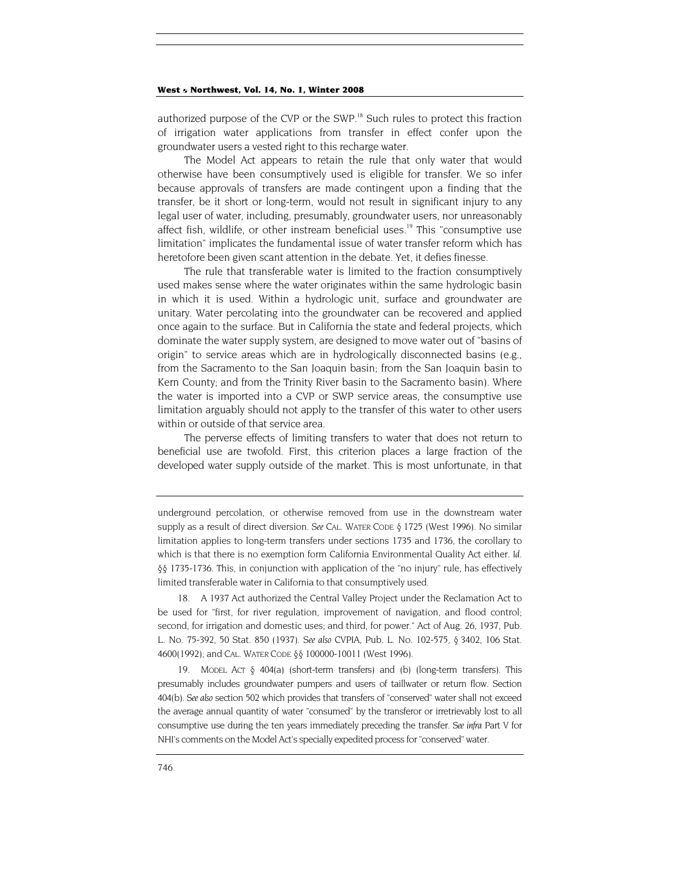authorized purpose of the CVP or the SWP.[18] Such rules to protect this fraction of irrigation water applications from transfer in effect confer upon the groundwater users a vested right to this recharge water.

The Model Act appears to retain the rule that only water that would otherwise have been consumptively used is eligible for transfer. We so infer because approvals of transfers are made contingent upon a finding that the transfer, be it short or long-term, would not result in significant injury to any legal user of water, including, presumably, groundwater users, nor unreasonably affect fish, wildlife, or other instream beneficial uses.[19] This "consumptive use limitation" implicates the fundamental issue of water transfer reform which has heretofore been given scant attention in the debate. Yet, it defies finesse.

The rule that transferable water is limited to the fraction consumptively used makes sense where the water originates within the same hydrologic basin in which it is used. Within a hydrologic unit, surface and groundwater are unitary. Water percolating into the groundwater can be recovered and applied once again to the surface. But in California the state and federal projects, which dominate the water supply system, are designed to move water out of "basins of origin" to service areas which are in hydrologically disconnected basins (e.g., from the Sacramento to the San Joaquin basin; from the San Joaquin basin to Kern County; and from the Trinity River basin to the Sacramento basin). Where the water is imported into a CVP or SWP service areas, the consumptive use limitation arguably should not apply to the transfer of this water to other users within or outside of that service area.

The perverse effects of limiting transfers to water that does not return to beneficial use are twofold. First, this criterion places a large fraction of the developed water supply outside of the market. This is most unfortunate, in that

---

underground percolation, or otherwise removed from use in the downstream water supply as a result of direct diversion. *See* CAL. WATER CODE § 1725 (West 1996). No similar limitation applies to long-term transfers under sections 1735 and 1736, the corollary to which is that there is no exemption form California Environmental Quality Act either. *Id.* §§ 1735-1736. This, in conjunction with application of the "no injury" rule, has effectively limited transferable water in California to that consumptively used.

18. A 1937 Act authorized the Central Valley Project under the Reclamation Act to be used for "first, for river regulation, improvement of navigation, and flood control; second, for irrigation and domestic uses; and third, for power." Act of Aug. 26, 1937, Pub. L. No. 75-392, 50 Stat. 850 (1937). *See also* CVPIA, Pub. L. No. 102-575, § 3402, 106 Stat. 4600(1992); and CAL. WATER CODE §§ 100000-10011 (West 1996).

19. MODEL ACT § 404(a) (short-term transfers) and (b) (long-term transfers). This presumably includes groundwater pumpers and users of taillwater or return flow. Section 404(b). *See also* section 502 which provides that transfers of "conserved" water shall not exceed the average annual quantity of water "consumed" by the transferor or irretrievably lost to all consumptive use during the ten years immediately preceding the transfer. *See infra* Part V for NHI's comments on the Model Act's specially expedited process for "conserved" water.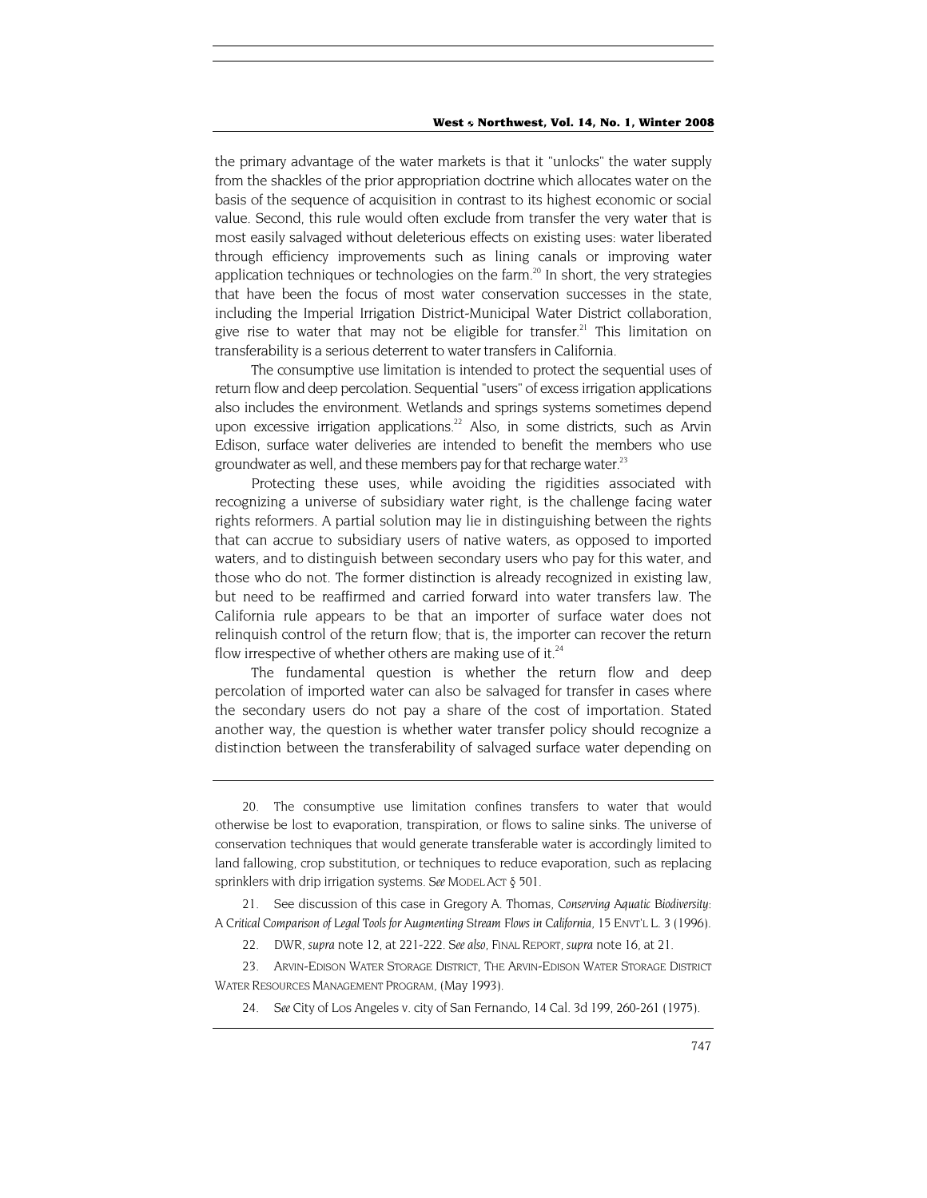the primary advantage of the water markets is that it "unlocks" the water supply from the shackles of the prior appropriation doctrine which allocates water on the basis of the sequence of acquisition in contrast to its highest economic or social value. Second, this rule would often exclude from transfer the very water that is most easily salvaged without deleterious effects on existing uses: water liberated through efficiency improvements such as lining canals or improving water application techniques or technologies on the farm.[20] In short, the very strategies that have been the focus of most water conservation successes in the state, including the Imperial Irrigation District-Municipal Water District collaboration, give rise to water that may not be eligible for transfer.[21] This limitation on transferability is a serious deterrent to water transfers in California.

The consumptive use limitation is intended to protect the sequential uses of return flow and deep percolation. Sequential "users" of excess irrigation applications also includes the environment. Wetlands and springs systems sometimes depend upon excessive irrigation applications.[22] Also, in some districts, such as Arvin Edison, surface water deliveries are intended to benefit the members who use groundwater as well, and these members pay for that recharge water.[23]

Protecting these uses, while avoiding the rigidities associated with recognizing a universe of subsidiary water right, is the challenge facing water rights reformers. A partial solution may lie in distinguishing between the rights that can accrue to subsidiary users of native waters, as opposed to imported waters, and to distinguish between secondary users who pay for this water, and those who do not. The former distinction is already recognized in existing law, but need to be reaffirmed and carried forward into water transfers law. The California rule appears to be that an importer of surface water does not relinquish control of the return flow; that is, the importer can recover the return flow irrespective of whether others are making use of it.[24]

The fundamental question is whether the return flow and deep percolation of imported water can also be salvaged for transfer in cases where the secondary users do not pay a share of the cost of importation. Stated another way, the question is whether water transfer policy should recognize a distinction between the transferability of salvaged surface water depending on

---

20. The consumptive use limitation confines transfers to water that would otherwise be lost to evaporation, transpiration, or flows to saline sinks. The universe of conservation techniques that would generate transferable water is accordingly limited to land fallowing, crop substitution, or techniques to reduce evaporation, such as replacing sprinklers with drip irrigation systems. *See* MODEL ACT § 501.

21. See discussion of this case in Gregory A. Thomas, *Conserving Aquatic Biodiversity: A Critical Comparison of Legal Tools for Augmenting Stream Flows in California*, 15 ENVT'L L. 3 (1996).

22. DWR, *supra* note 12, at 221-222. *See also*, FINAL REPORT, *supra* note 16, at 21.

23. ARVIN-EDISON WATER STORAGE DISTRICT, THE ARVIN-EDISON WATER STORAGE DISTRICT WATER RESOURCES MANAGEMENT PROGRAM, (May 1993).

24. *See* City of Los Angeles v. city of San Fernando, 14 Cal. 3d 199, 260-261 (1975).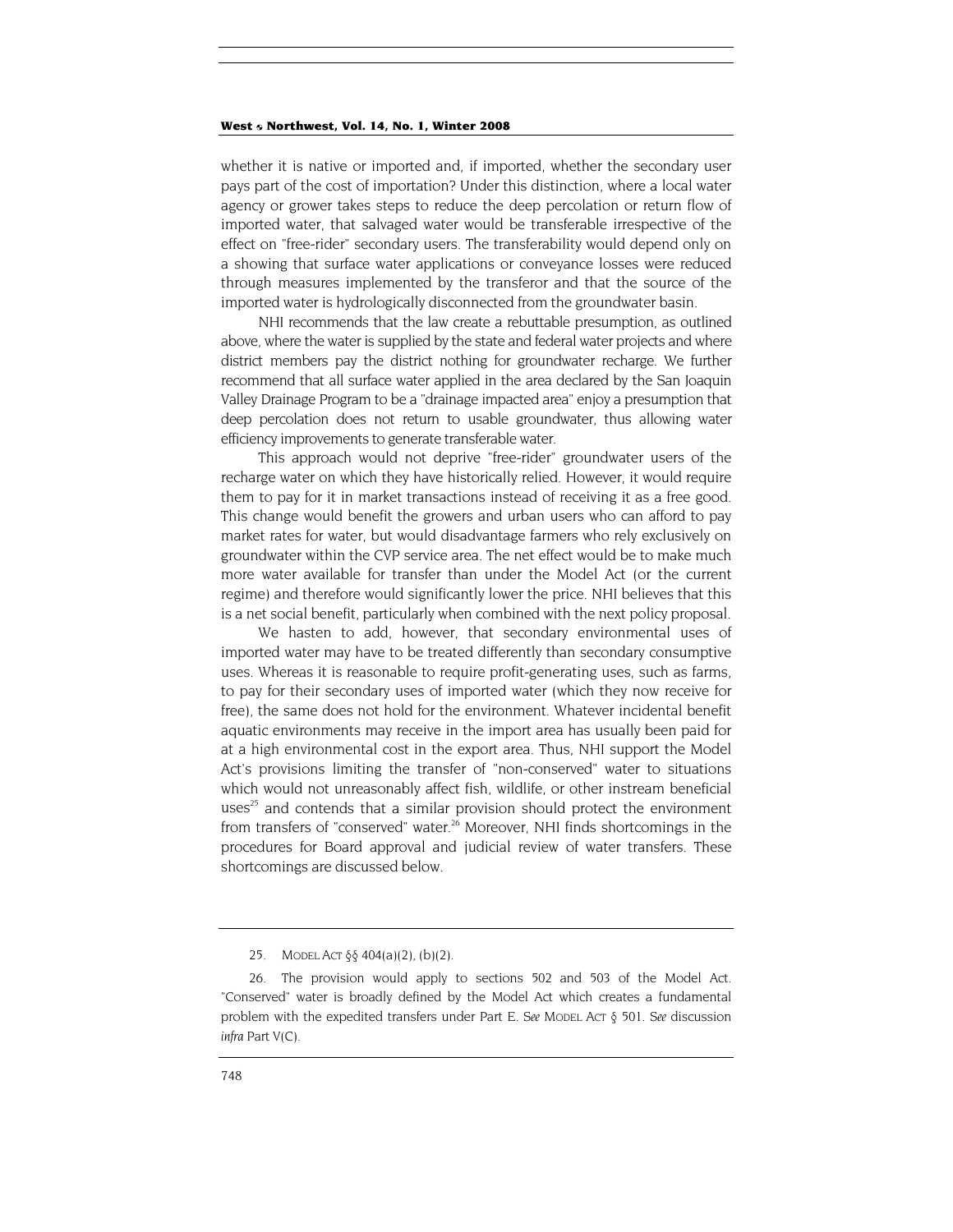whether it is native or imported and, if imported, whether the secondary user pays part of the cost of importation? Under this distinction, where a local water agency or grower takes steps to reduce the deep percolation or return flow of imported water, that salvaged water would be transferable irrespective of the effect on "free-rider" secondary users. The transferability would depend only on a showing that surface water applications or conveyance losses were reduced through measures implemented by the transferor and that the source of the imported water is hydrologically disconnected from the groundwater basin.

NHI recommends that the law create a rebuttable presumption, as outlined above, where the water is supplied by the state and federal water projects and where district members pay the district nothing for groundwater recharge. We further recommend that all surface water applied in the area declared by the San Joaquin Valley Drainage Program to be a "drainage impacted area" enjoy a presumption that deep percolation does not return to usable groundwater, thus allowing water efficiency improvements to generate transferable water.

This approach would not deprive "free-rider" groundwater users of the recharge water on which they have historically relied. However, it would require them to pay for it in market transactions instead of receiving it as a free good. This change would benefit the growers and urban users who can afford to pay market rates for water, but would disadvantage farmers who rely exclusively on groundwater within the CVP service area. The net effect would be to make much more water available for transfer than under the Model Act (or the current regime) and therefore would significantly lower the price. NHI believes that this is a net social benefit, particularly when combined with the next policy proposal.

We hasten to add, however, that secondary environmental uses of imported water may have to be treated differently than secondary consumptive uses. Whereas it is reasonable to require profit-generating uses, such as farms, to pay for their secondary uses of imported water (which they now receive for free), the same does not hold for the environment. Whatever incidental benefit aquatic environments may receive in the import area has usually been paid for at a high environmental cost in the export area. Thus, NHI support the Model Act's provisions limiting the transfer of "non-conserved" water to situations which would not unreasonably affect fish, wildlife, or other instream beneficial uses[25] and contends that a similar provision should protect the environment from transfers of "conserved" water.[26] Moreover, NHI finds shortcomings in the procedures for Board approval and judicial review of water transfers. These shortcomings are discussed below.

---

25. MODEL ACT §§ 404(a)(2), (b)(2).

26. The provision would apply to sections 502 and 503 of the Model Act. "Conserved" water is broadly defined by the Model Act which creates a fundamental problem with the expedited transfers under Part E. *See* MODEL ACT § 501. *See* discussion *infra* Part V(C).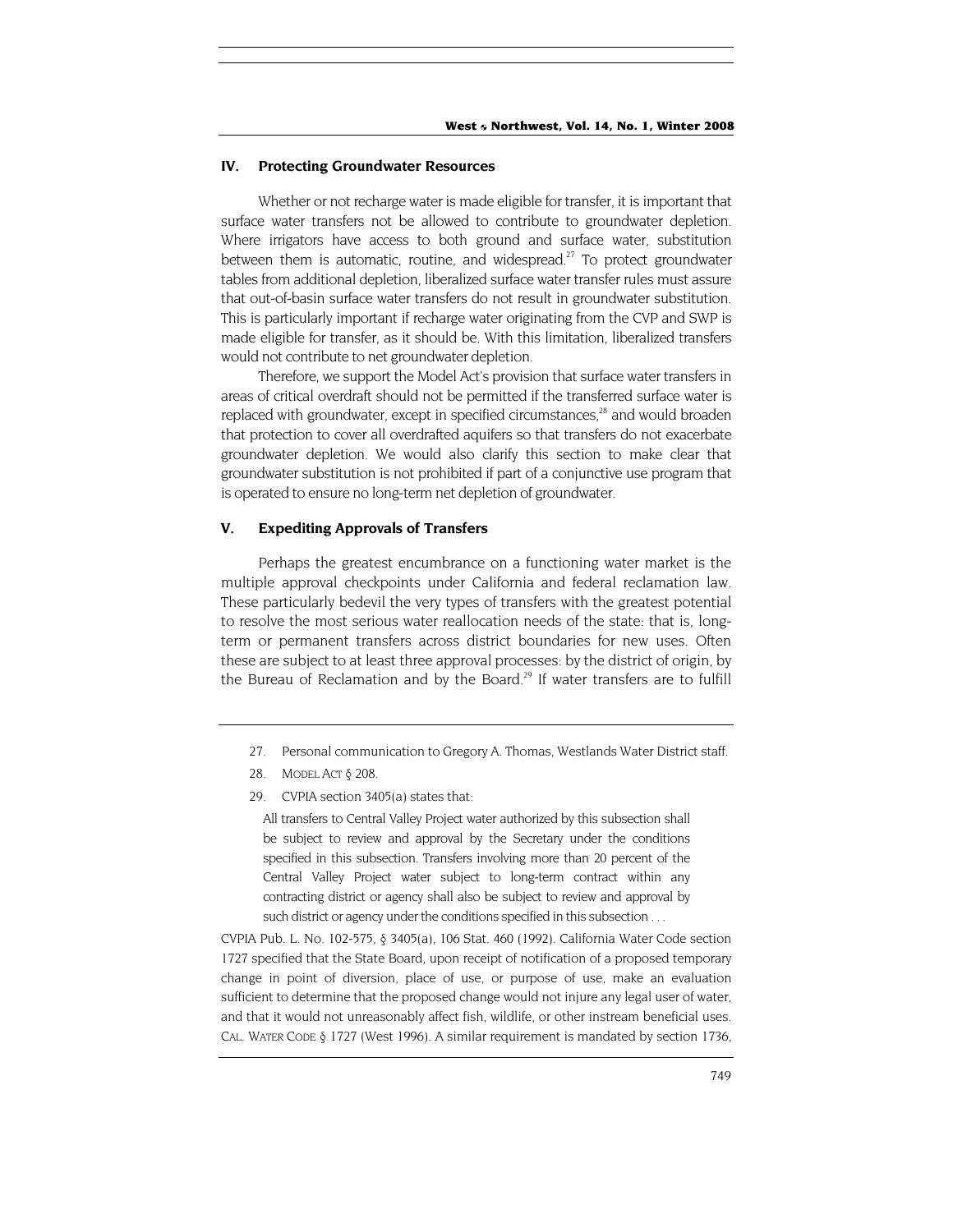## IV. Protecting Groundwater Resources

Whether or not recharge water is made eligible for transfer, it is important that surface water transfers not be allowed to contribute to groundwater depletion. Where irrigators have access to both ground and surface water, substitution between them is automatic, routine, and widespread.[27] To protect groundwater tables from additional depletion, liberalized surface water transfer rules must assure that out-of-basin surface water transfers do not result in groundwater substitution. This is particularly important if recharge water originating from the CVP and SWP is made eligible for transfer, as it should be. With this limitation, liberalized transfers would not contribute to net groundwater depletion.

Therefore, we support the Model Act's provision that surface water transfers in areas of critical overdraft should not be permitted if the transferred surface water is replaced with groundwater, except in specified circumstances,[28] and would broaden that protection to cover all overdrafted aquifers so that transfers do not exacerbate groundwater depletion. We would also clarify this section to make clear that groundwater substitution is not prohibited if part of a conjunctive use program that is operated to ensure no long-term net depletion of groundwater.

## V. Expediting Approvals of Transfers

Perhaps the greatest encumbrance on a functioning water market is the multiple approval checkpoints under California and federal reclamation law. These particularly bedevil the very types of transfers with the greatest potential to resolve the most serious water reallocation needs of the state: that is, long-term or permanent transfers across district boundaries for new uses. Often these are subject to at least three approval processes: by the district of origin, by the Bureau of Reclamation and by the Board.[29] If water transfers are to fulfill

---

27. Personal communication to Gregory A. Thomas, Westlands Water District staff.

28. MODEL ACT § 208.

29. CVPIA section 3405(a) states that:

> All transfers to Central Valley Project water authorized by this subsection shall be subject to review and approval by the Secretary under the conditions specified in this subsection. Transfers involving more than 20 percent of the Central Valley Project water subject to long-term contract within any contracting district or agency shall also be subject to review and approval by such district or agency under the conditions specified in this subsection . . .

CVPIA Pub. L. No. 102-575, § 3405(a), 106 Stat. 460 (1992). California Water Code section 1727 specified that the State Board, upon receipt of notification of a proposed temporary change in point of diversion, place of use, or purpose of use, make an evaluation sufficient to determine that the proposed change would not injure any legal user of water, and that it would not unreasonably affect fish, wildlife, or other instream beneficial uses. CAL. WATER CODE § 1727 (West 1996). A similar requirement is mandated by section 1736,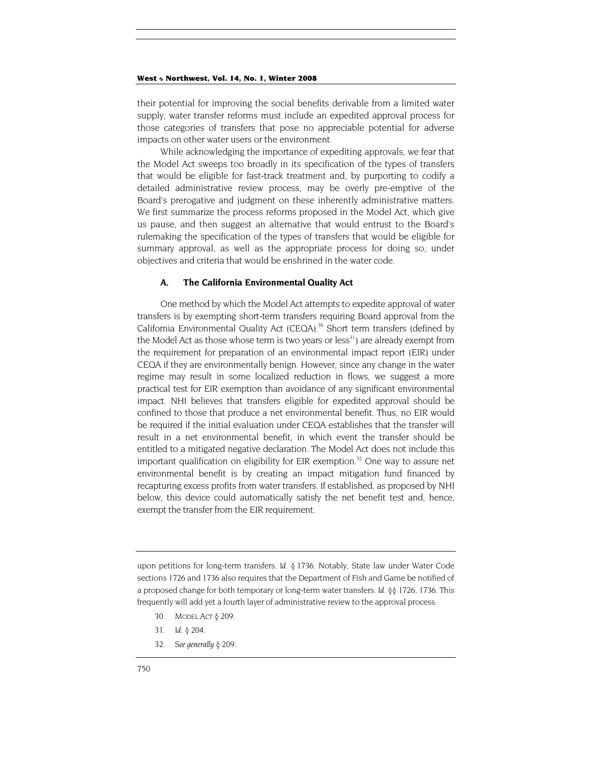their potential for improving the social benefits derivable from a limited water supply, water transfer reforms must include an expedited approval process for those categories of transfers that pose no appreciable potential for adverse impacts on other water users or the environment.

While acknowledging the importance of expediting approvals, we fear that the Model Act sweeps too broadly in its specification of the types of transfers that would be eligible for fast-track treatment and, by purporting to codify a detailed administrative review process, may be overly pre-emptive of the Board's prerogative and judgment on these inherently administrative matters. We first summarize the process reforms proposed in the Model Act, which give us pause, and then suggest an alternative that would entrust to the Board's rulemaking the specification of the types of transfers that would be eligible for summary approval, as well as the appropriate process for doing so, under objectives and criteria that would be enshrined in the water code.

### A. The California Environmental Quality Act

One method by which the Model Act attempts to expedite approval of water transfers is by exempting short-term transfers requiring Board approval from the California Environmental Quality Act (CEQA).[30] Short term transfers (defined by the Model Act as those whose term is two years or less[31]) are already exempt from the requirement for preparation of an environmental impact report (EIR) under CEQA if they are environmentally benign. However, since any change in the water regime may result in some localized reduction in flows, we suggest a more practical test for EIR exemption than avoidance of any significant environmental impact. NHI believes that transfers eligible for expedited approval should be confined to those that produce a net environmental benefit. Thus, no EIR would be required if the initial evaluation under CEQA establishes that the transfer will result in a net environmental benefit, in which event the transfer should be entitled to a mitigated negative declaration. The Model Act does not include this important qualification on eligibility for EIR exemption.[32] One way to assure net environmental benefit is by creating an impact mitigation fund financed by recapturing excess profits from water transfers. If established, as proposed by NHI below, this device could automatically satisfy the net benefit test and, hence, exempt the transfer from the EIR requirement.

---

upon petitions for long-term transfers. *Id.* § 1736. Notably, State law under Water Code sections 1726 and 1736 also requires that the Department of Fish and Game be notified of a proposed change for both temporary or long-term water transfers. *Id.* §§ 1726, 1736. This frequently will add yet a fourth layer of administrative review to the approval process.

30. MODEL ACT § 209.

31. *Id.* § 204.

32. *See generally* § 209.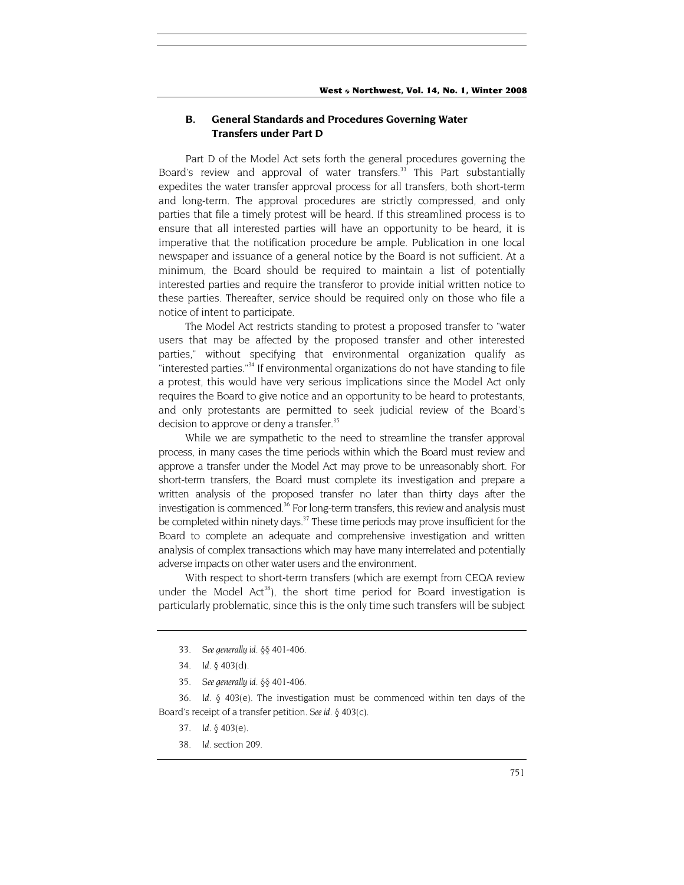### B. General Standards and Procedures Governing Water Transfers under Part D

Part D of the Model Act sets forth the general procedures governing the Board's review and approval of water transfers.[33] This Part substantially expedites the water transfer approval process for all transfers, both short-term and long-term. The approval procedures are strictly compressed, and only parties that file a timely protest will be heard. If this streamlined process is to ensure that all interested parties will have an opportunity to be heard, it is imperative that the notification procedure be ample. Publication in one local newspaper and issuance of a general notice by the Board is not sufficient. At a minimum, the Board should be required to maintain a list of potentially interested parties and require the transferor to provide initial written notice to these parties. Thereafter, service should be required only on those who file a notice of intent to participate.

The Model Act restricts standing to protest a proposed transfer to "water users that may be affected by the proposed transfer and other interested parties," without specifying that environmental organization qualify as "interested parties."[34] If environmental organizations do not have standing to file a protest, this would have very serious implications since the Model Act only requires the Board to give notice and an opportunity to be heard to protestants, and only protestants are permitted to seek judicial review of the Board's decision to approve or deny a transfer.[35]

While we are sympathetic to the need to streamline the transfer approval process, in many cases the time periods within which the Board must review and approve a transfer under the Model Act may prove to be unreasonably short. For short-term transfers, the Board must complete its investigation and prepare a written analysis of the proposed transfer no later than thirty days after the investigation is commenced.[36] For long-term transfers, this review and analysis must be completed within ninety days.[37] These time periods may prove insufficient for the Board to complete an adequate and comprehensive investigation and written analysis of complex transactions which may have many interrelated and potentially adverse impacts on other water users and the environment.

With respect to short-term transfers (which are exempt from CEQA review under the Model Act[38]), the short time period for Board investigation is particularly problematic, since this is the only time such transfers will be subject

---

33. *See generally id.* §§ 401-406.

34. *Id.* § 403(d).

35. *See generally id.* §§ 401-406.

36. *Id.* § 403(e). The investigation must be commenced within ten days of the Board's receipt of a transfer petition. *See id.* § 403(c).

37. *Id.* § 403(e).

38. *Id.* section 209.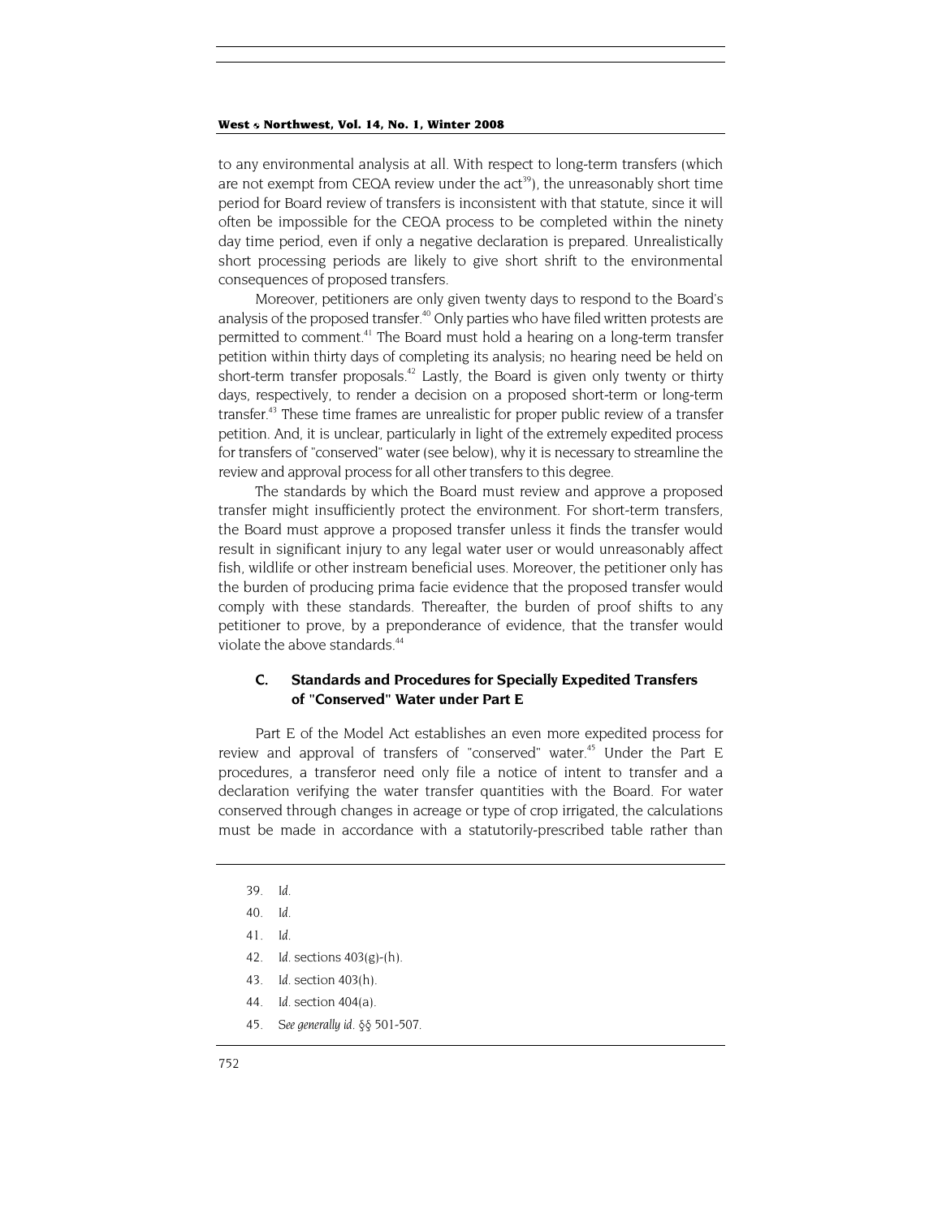to any environmental analysis at all. With respect to long-term transfers (which are not exempt from CEQA review under the act[39]), the unreasonably short time period for Board review of transfers is inconsistent with that statute, since it will often be impossible for the CEQA process to be completed within the ninety day time period, even if only a negative declaration is prepared. Unrealistically short processing periods are likely to give short shrift to the environmental consequences of proposed transfers.

Moreover, petitioners are only given twenty days to respond to the Board's analysis of the proposed transfer.[40] Only parties who have filed written protests are permitted to comment.[41] The Board must hold a hearing on a long-term transfer petition within thirty days of completing its analysis; no hearing need be held on short-term transfer proposals.[42] Lastly, the Board is given only twenty or thirty days, respectively, to render a decision on a proposed short-term or long-term transfer.[43] These time frames are unrealistic for proper public review of a transfer petition. And, it is unclear, particularly in light of the extremely expedited process for transfers of "conserved" water (see below), why it is necessary to streamline the review and approval process for all other transfers to this degree.

The standards by which the Board must review and approve a proposed transfer might insufficiently protect the environment. For short-term transfers, the Board must approve a proposed transfer unless it finds the transfer would result in significant injury to any legal water user or would unreasonably affect fish, wildlife or other instream beneficial uses. Moreover, the petitioner only has the burden of producing prima facie evidence that the proposed transfer would comply with these standards. Thereafter, the burden of proof shifts to any petitioner to prove, by a preponderance of evidence, that the transfer would violate the above standards.[44]

### C. Standards and Procedures for Specially Expedited Transfers of "Conserved" Water under Part E

Part E of the Model Act establishes an even more expedited process for review and approval of transfers of "conserved" water.[45] Under the Part E procedures, a transferor need only file a notice of intent to transfer and a declaration verifying the water transfer quantities with the Board. For water conserved through changes in acreage or type of crop irrigated, the calculations must be made in accordance with a statutorily-prescribed table rather than

---

39. *Id.*

40. *Id.*

41. *Id.*

42. *Id.* sections 403(g)-(h).

43. *Id.* section 403(h).

44. *Id.* section 404(a).

45. *See generally id.* §§ 501-507.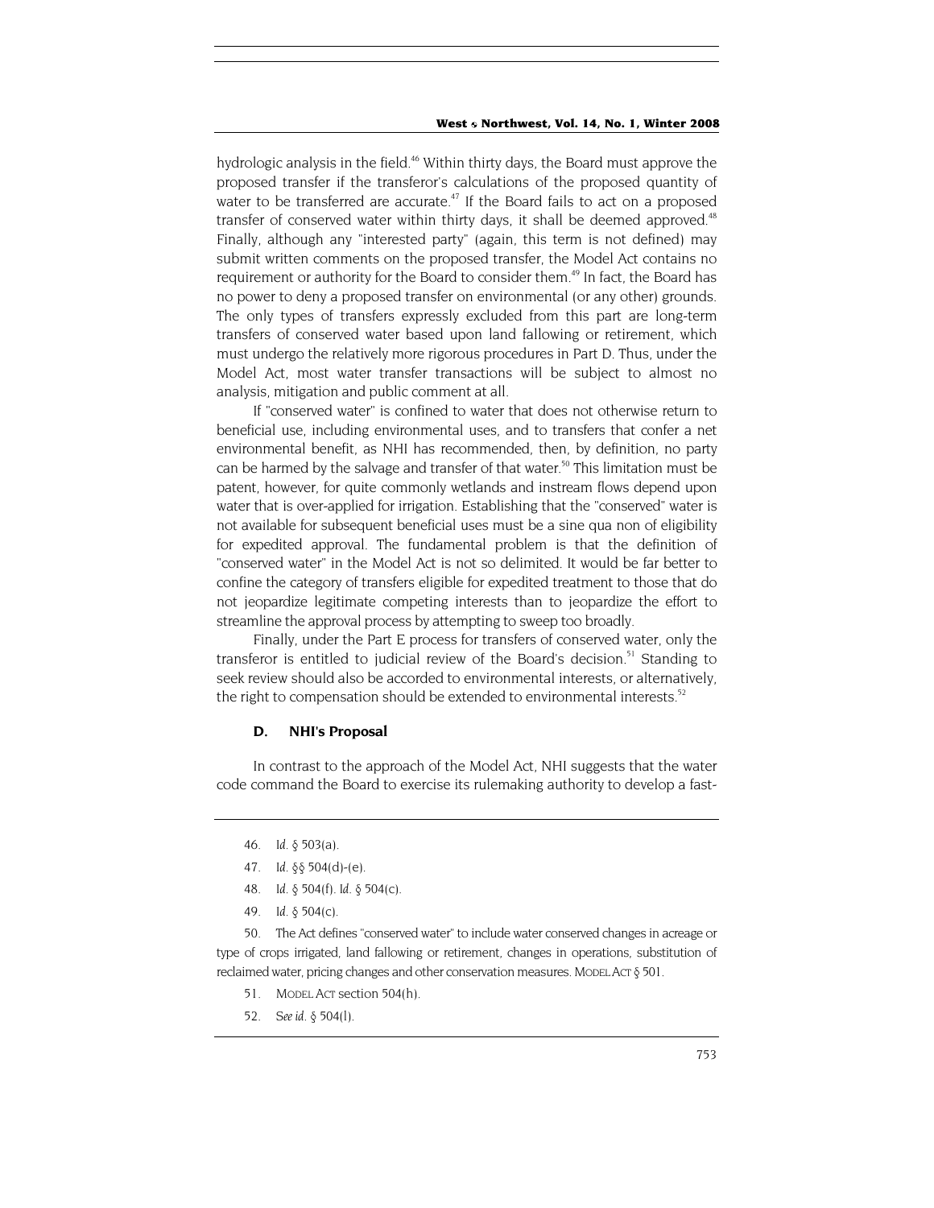hydrologic analysis in the field.[46] Within thirty days, the Board must approve the proposed transfer if the transferor's calculations of the proposed quantity of water to be transferred are accurate.[47] If the Board fails to act on a proposed transfer of conserved water within thirty days, it shall be deemed approved.[48] Finally, although any "interested party" (again, this term is not defined) may submit written comments on the proposed transfer, the Model Act contains no requirement or authority for the Board to consider them.[49] In fact, the Board has no power to deny a proposed transfer on environmental (or any other) grounds. The only types of transfers expressly excluded from this part are long-term transfers of conserved water based upon land fallowing or retirement, which must undergo the relatively more rigorous procedures in Part D. Thus, under the Model Act, most water transfer transactions will be subject to almost no analysis, mitigation and public comment at all.

If "conserved water" is confined to water that does not otherwise return to beneficial use, including environmental uses, and to transfers that confer a net environmental benefit, as NHI has recommended, then, by definition, no party can be harmed by the salvage and transfer of that water.[50] This limitation must be patent, however, for quite commonly wetlands and instream flows depend upon water that is over-applied for irrigation. Establishing that the "conserved" water is not available for subsequent beneficial uses must be a sine qua non of eligibility for expedited approval. The fundamental problem is that the definition of "conserved water" in the Model Act is not so delimited. It would be far better to confine the category of transfers eligible for expedited treatment to those that do not jeopardize legitimate competing interests than to jeopardize the effort to streamline the approval process by attempting to sweep too broadly.

Finally, under the Part E process for transfers of conserved water, only the transferor is entitled to judicial review of the Board's decision.[51] Standing to seek review should also be accorded to environmental interests, or alternatively, the right to compensation should be extended to environmental interests.[52]

### D. NHI's Proposal

In contrast to the approach of the Model Act, NHI suggests that the water code command the Board to exercise its rulemaking authority to develop a fast-

---

46. *Id.* § 503(a).

47. *Id.* §§ 504(d)-(e).

48. *Id.* § 504(f). *Id.* § 504(c).

49. *Id.* § 504(c).

50. The Act defines "conserved water" to include water conserved changes in acreage or type of crops irrigated, land fallowing or retirement, changes in operations, substitution of reclaimed water, pricing changes and other conservation measures. MODEL ACT § 501.

51. MODEL ACT section 504(h).

52. *See id.* § 504(l).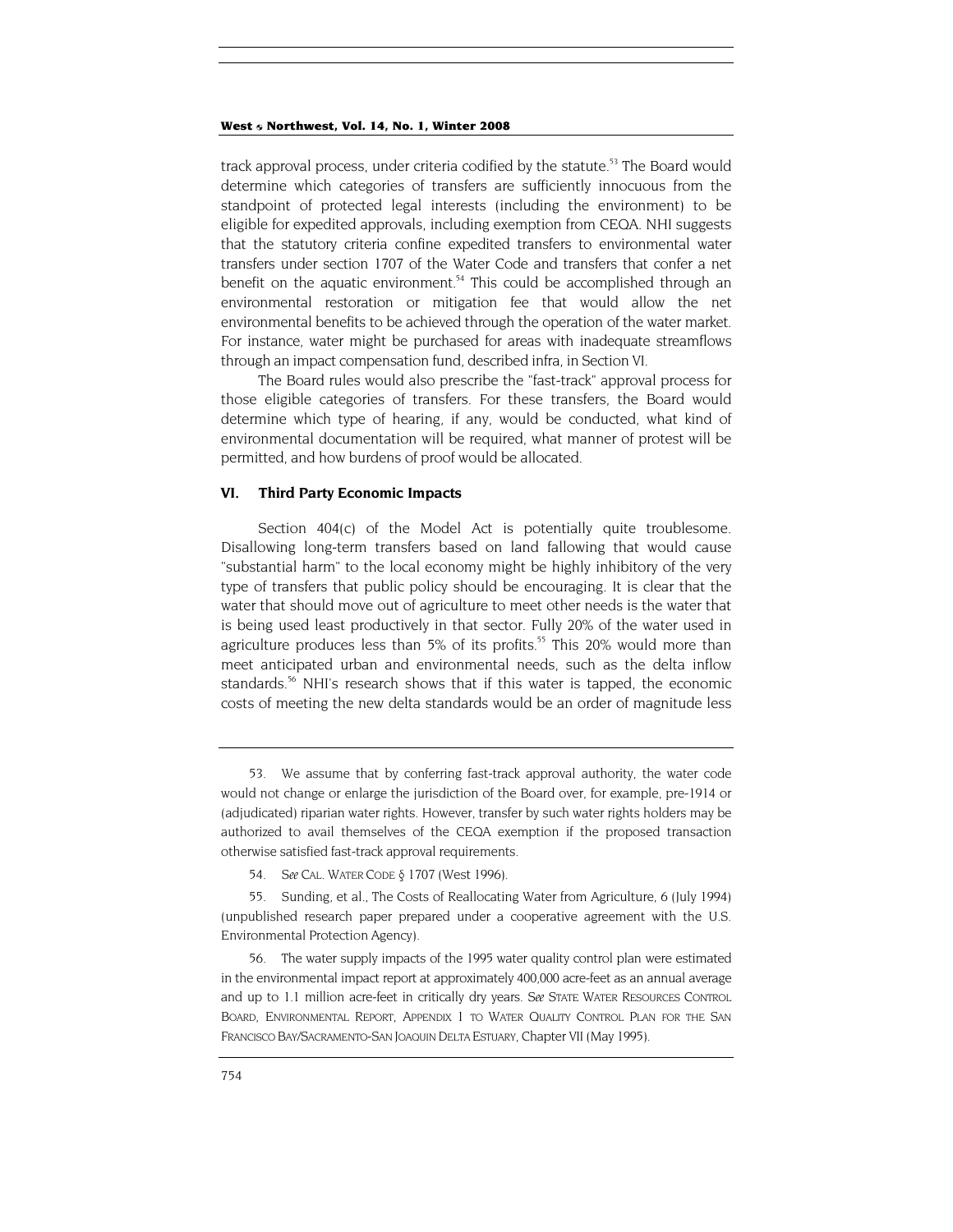track approval process, under criteria codified by the statute.[53] The Board would determine which categories of transfers are sufficiently innocuous from the standpoint of protected legal interests (including the environment) to be eligible for expedited approvals, including exemption from CEQA. NHI suggests that the statutory criteria confine expedited transfers to environmental water transfers under section 1707 of the Water Code and transfers that confer a net benefit on the aquatic environment.[54] This could be accomplished through an environmental restoration or mitigation fee that would allow the net environmental benefits to be achieved through the operation of the water market. For instance, water might be purchased for areas with inadequate streamflows through an impact compensation fund, described infra, in Section VI.

The Board rules would also prescribe the "fast-track" approval process for those eligible categories of transfers. For these transfers, the Board would determine which type of hearing, if any, would be conducted, what kind of environmental documentation will be required, what manner of protest will be permitted, and how burdens of proof would be allocated.

## VI. Third Party Economic Impacts

Section 404(c) of the Model Act is potentially quite troublesome. Disallowing long-term transfers based on land fallowing that would cause "substantial harm" to the local economy might be highly inhibitory of the very type of transfers that public policy should be encouraging. It is clear that the water that should move out of agriculture to meet other needs is the water that is being used least productively in that sector. Fully 20% of the water used in agriculture produces less than 5% of its profits.[55] This 20% would more than meet anticipated urban and environmental needs, such as the delta inflow standards.[56] NHI's research shows that if this water is tapped, the economic costs of meeting the new delta standards would be an order of magnitude less

---

53. We assume that by conferring fast-track approval authority, the water code would not change or enlarge the jurisdiction of the Board over, for example, pre-1914 or (adjudicated) riparian water rights. However, transfer by such water rights holders may be authorized to avail themselves of the CEQA exemption if the proposed transaction otherwise satisfied fast-track approval requirements.

54. *See* CAL. WATER CODE § 1707 (West 1996).

55. Sunding, et al., The Costs of Reallocating Water from Agriculture, 6 (July 1994) (unpublished research paper prepared under a cooperative agreement with the U.S. Environmental Protection Agency).

56. The water supply impacts of the 1995 water quality control plan were estimated in the environmental impact report at approximately 400,000 acre-feet as an annual average and up to 1.1 million acre-feet in critically dry years. *See* STATE WATER RESOURCES CONTROL BOARD, ENVIRONMENTAL REPORT, APPENDIX 1 TO WATER QUALITY CONTROL PLAN FOR THE SAN FRANCISCO BAY/SACRAMENTO-SAN JOAQUIN DELTA ESTUARY, Chapter VII (May 1995).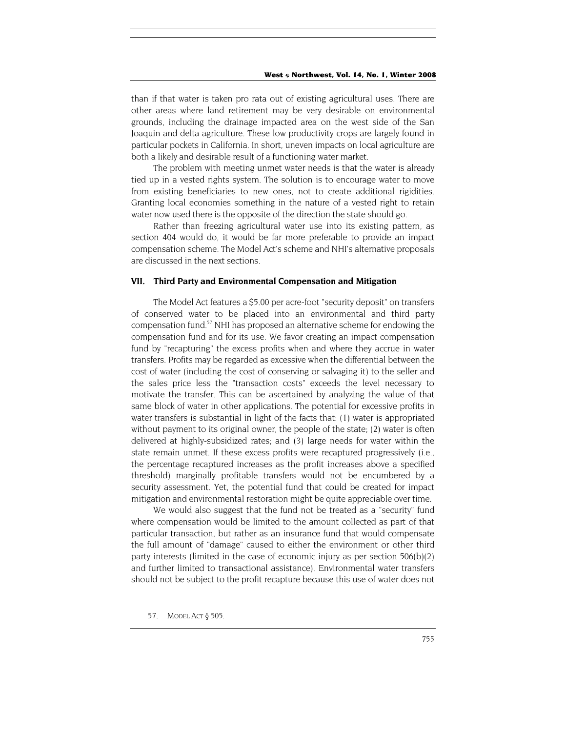than if that water is taken pro rata out of existing agricultural uses. There are other areas where land retirement may be very desirable on environmental grounds, including the drainage impacted area on the west side of the San Joaquin and delta agriculture. These low productivity crops are largely found in particular pockets in California. In short, uneven impacts on local agriculture are both a likely and desirable result of a functioning water market.

The problem with meeting unmet water needs is that the water is already tied up in a vested rights system. The solution is to encourage water to move from existing beneficiaries to new ones, not to create additional rigidities. Granting local economies something in the nature of a vested right to retain water now used there is the opposite of the direction the state should go.

Rather than freezing agricultural water use into its existing pattern, as section 404 would do, it would be far more preferable to provide an impact compensation scheme. The Model Act's scheme and NHI's alternative proposals are discussed in the next sections.

## VII. Third Party and Environmental Compensation and Mitigation

The Model Act features a $5.00 per acre-foot "security deposit" on transfers of conserved water to be placed into an environmental and third party compensation fund.[57] NHI has proposed an alternative scheme for endowing the compensation fund and for its use. We favor creating an impact compensation fund by "recapturing" the excess profits when and where they accrue in water transfers. Profits may be regarded as excessive when the differential between the cost of water (including the cost of conserving or salvaging it) to the seller and the sales price less the "transaction costs" exceeds the level necessary to motivate the transfer. This can be ascertained by analyzing the value of that same block of water in other applications. The potential for excessive profits in water transfers is substantial in light of the facts that: (1) water is appropriated without payment to its original owner, the people of the state; (2) water is often delivered at highly-subsidized rates; and (3) large needs for water within the state remain unmet. If these excess profits were recaptured progressively (i.e., the percentage recaptured increases as the profit increases above a specified threshold) marginally profitable transfers would not be encumbered by a security assessment. Yet, the potential fund that could be created for impact mitigation and environmental restoration might be quite appreciable over time.

We would also suggest that the fund not be treated as a "security" fund where compensation would be limited to the amount collected as part of that particular transaction, but rather as an insurance fund that would compensate the full amount of "damage" caused to either the environment or other third party interests (limited in the case of economic injury as per section 506(b)(2) and further limited to transactional assistance). Environmental water transfers should not be subject to the profit recapture because this use of water does not

---

57. MODEL ACT § 505.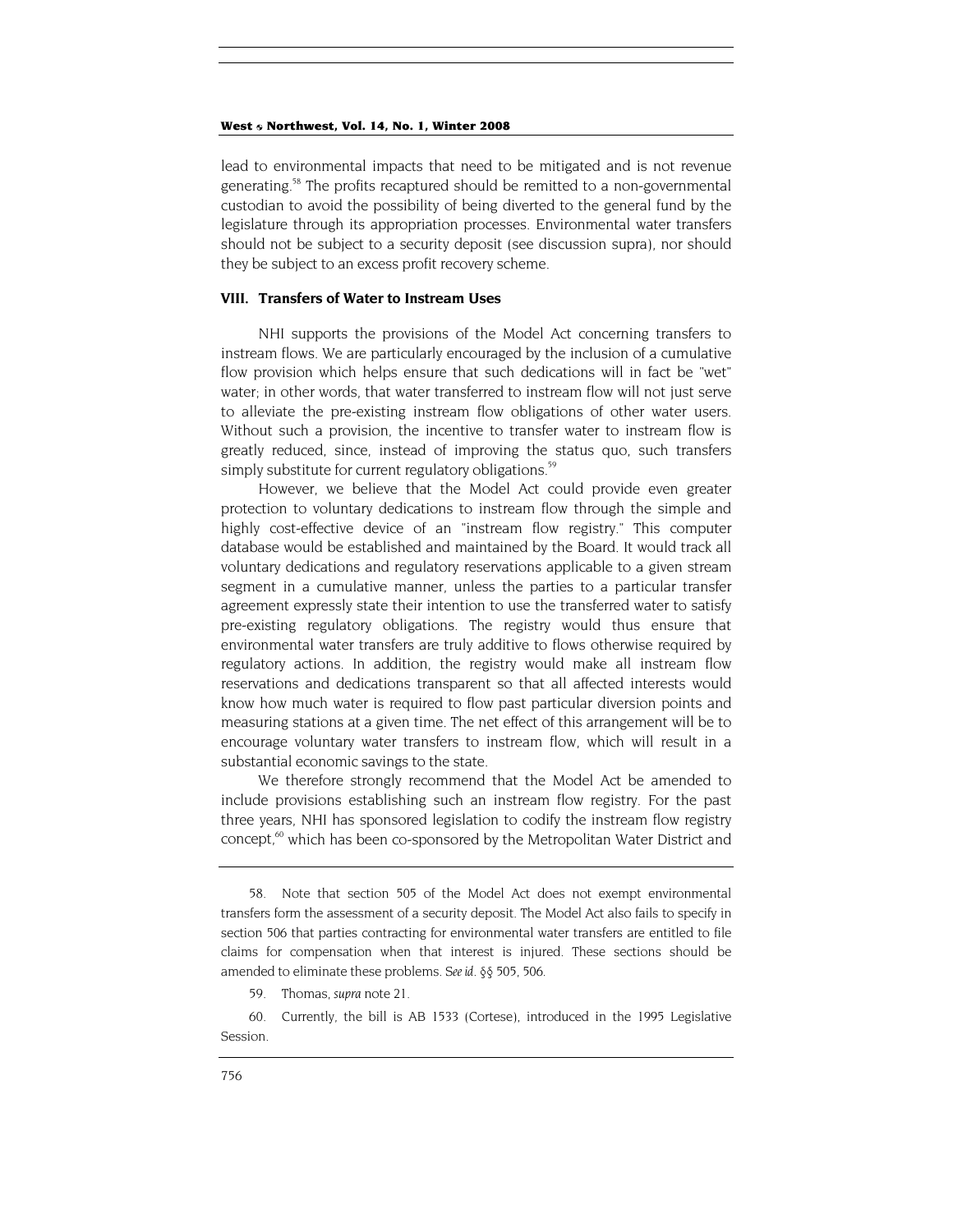lead to environmental impacts that need to be mitigated and is not revenue generating.[58] The profits recaptured should be remitted to a non-governmental custodian to avoid the possibility of being diverted to the general fund by the legislature through its appropriation processes. Environmental water transfers should not be subject to a security deposit (see discussion supra), nor should they be subject to an excess profit recovery scheme.

### VIII. Transfers of Water to Instream Uses

NHI supports the provisions of the Model Act concerning transfers to instream flows. We are particularly encouraged by the inclusion of a cumulative flow provision which helps ensure that such dedications will in fact be "wet" water; in other words, that water transferred to instream flow will not just serve to alleviate the pre-existing instream flow obligations of other water users. Without such a provision, the incentive to transfer water to instream flow is greatly reduced, since, instead of improving the status quo, such transfers simply substitute for current regulatory obligations.[59]

However, we believe that the Model Act could provide even greater protection to voluntary dedications to instream flow through the simple and highly cost-effective device of an "instream flow registry." This computer database would be established and maintained by the Board. It would track all voluntary dedications and regulatory reservations applicable to a given stream segment in a cumulative manner, unless the parties to a particular transfer agreement expressly state their intention to use the transferred water to satisfy pre-existing regulatory obligations. The registry would thus ensure that environmental water transfers are truly additive to flows otherwise required by regulatory actions. In addition, the registry would make all instream flow reservations and dedications transparent so that all affected interests would know how much water is required to flow past particular diversion points and measuring stations at a given time. The net effect of this arrangement will be to encourage voluntary water transfers to instream flow, which will result in a substantial economic savings to the state.

We therefore strongly recommend that the Model Act be amended to include provisions establishing such an instream flow registry. For the past three years, NHI has sponsored legislation to codify the instream flow registry concept,[60] which has been co-sponsored by the Metropolitan Water District and

---

58. Note that section 505 of the Model Act does not exempt environmental transfers form the assessment of a security deposit. The Model Act also fails to specify in section 506 that parties contracting for environmental water transfers are entitled to file claims for compensation when that interest is injured. These sections should be amended to eliminate these problems. *See id*. §§ 505, 506.

59. Thomas, *supra* note 21.

60. Currently, the bill is AB 1533 (Cortese), introduced in the 1995 Legislative Session.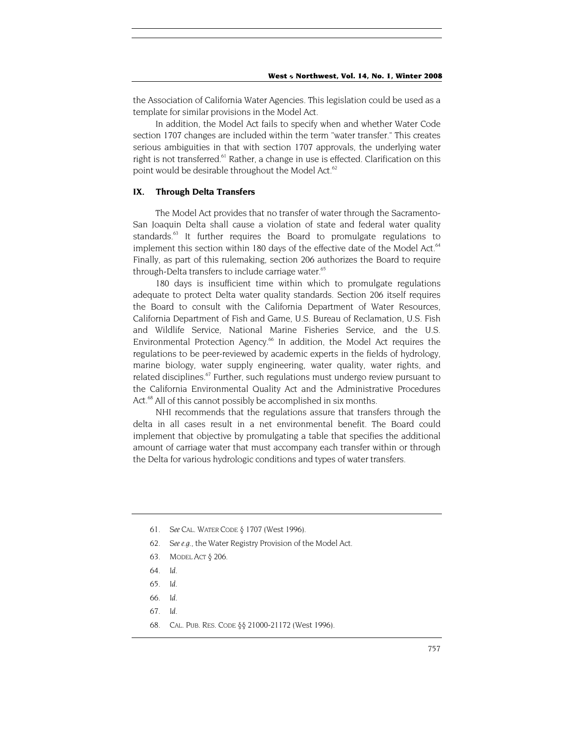the Association of California Water Agencies. This legislation could be used as a template for similar provisions in the Model Act.

In addition, the Model Act fails to specify when and whether Water Code section 1707 changes are included within the term "water transfer." This creates serious ambiguities in that with section 1707 approvals, the underlying water right is not transferred.[61] Rather, a change in use is effected. Clarification on this point would be desirable throughout the Model Act.[62]

## IX. Through Delta Transfers

The Model Act provides that no transfer of water through the Sacramento-San Joaquin Delta shall cause a violation of state and federal water quality standards.[63] It further requires the Board to promulgate regulations to implement this section within 180 days of the effective date of the Model Act.[64] Finally, as part of this rulemaking, section 206 authorizes the Board to require through-Delta transfers to include carriage water.[65]

180 days is insufficient time within which to promulgate regulations adequate to protect Delta water quality standards. Section 206 itself requires the Board to consult with the California Department of Water Resources, California Department of Fish and Game, U.S. Bureau of Reclamation, U.S. Fish and Wildlife Service, National Marine Fisheries Service, and the U.S. Environmental Protection Agency.[66] In addition, the Model Act requires the regulations to be peer-reviewed by academic experts in the fields of hydrology, marine biology, water supply engineering, water quality, water rights, and related disciplines.[67] Further, such regulations must undergo review pursuant to the California Environmental Quality Act and the Administrative Procedures Act.[68] All of this cannot possibly be accomplished in six months.

NHI recommends that the regulations assure that transfers through the delta in all cases result in a net environmental benefit. The Board could implement that objective by promulgating a table that specifies the additional amount of carriage water that must accompany each transfer within or through the Delta for various hydrologic conditions and types of water transfers.

---

61. *See* CAL. WATER CODE § 1707 (West 1996).

62. *See e.g.*, the Water Registry Provision of the Model Act.

63. MODEL ACT § 206.

64. *Id.*

65. *Id.*

66. *Id.*

67. *Id.*

68. CAL. PUB. RES. CODE §§ 21000-21172 (West 1996).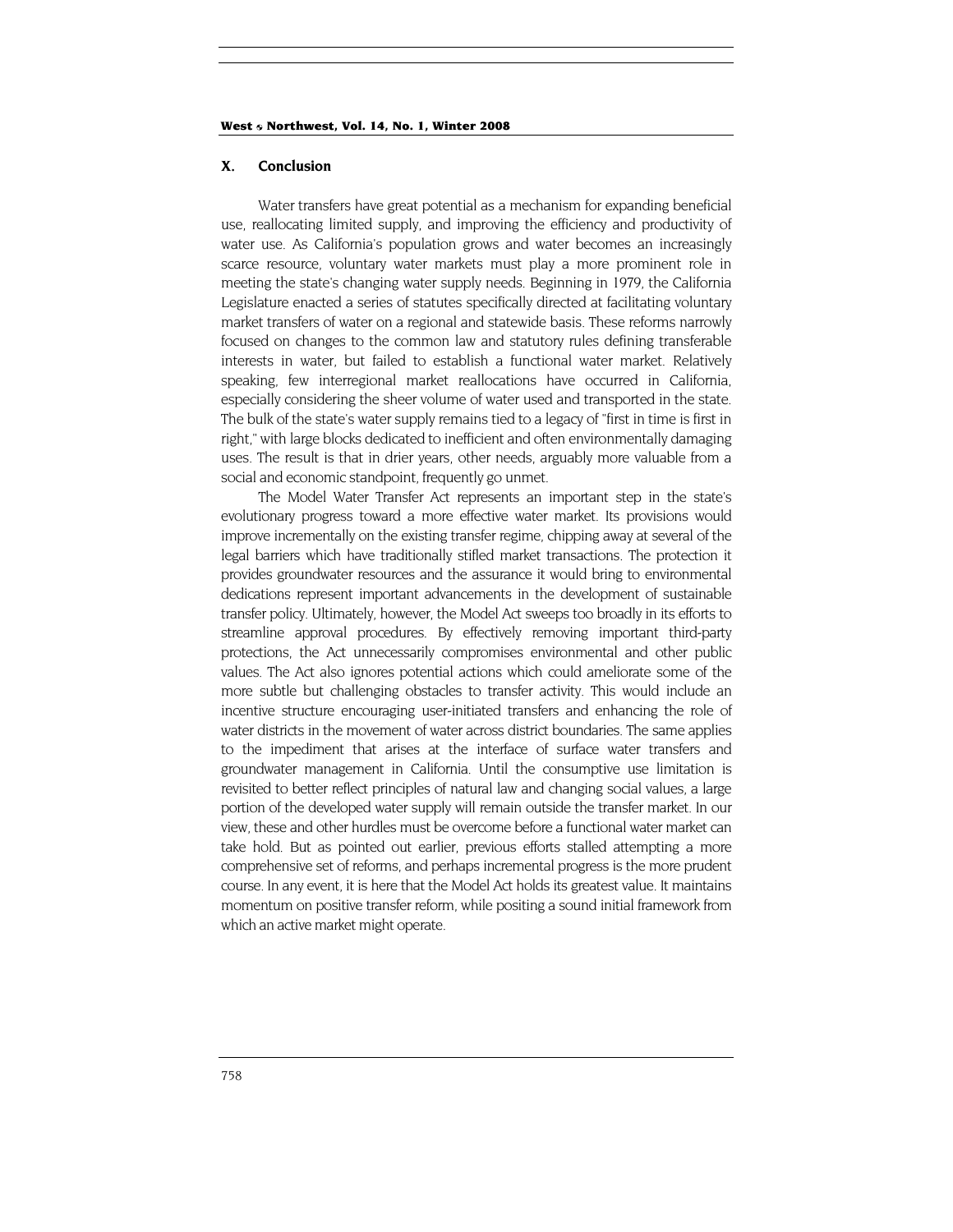## X. Conclusion

Water transfers have great potential as a mechanism for expanding beneficial use, reallocating limited supply, and improving the efficiency and productivity of water use. As California's population grows and water becomes an increasingly scarce resource, voluntary water markets must play a more prominent role in meeting the state's changing water supply needs. Beginning in 1979, the California Legislature enacted a series of statutes specifically directed at facilitating voluntary market transfers of water on a regional and statewide basis. These reforms narrowly focused on changes to the common law and statutory rules defining transferable interests in water, but failed to establish a functional water market. Relatively speaking, few interregional market reallocations have occurred in California, especially considering the sheer volume of water used and transported in the state. The bulk of the state's water supply remains tied to a legacy of "first in time is first in right," with large blocks dedicated to inefficient and often environmentally damaging uses. The result is that in drier years, other needs, arguably more valuable from a social and economic standpoint, frequently go unmet.

The Model Water Transfer Act represents an important step in the state's evolutionary progress toward a more effective water market. Its provisions would improve incrementally on the existing transfer regime, chipping away at several of the legal barriers which have traditionally stifled market transactions. The protection it provides groundwater resources and the assurance it would bring to environmental dedications represent important advancements in the development of sustainable transfer policy. Ultimately, however, the Model Act sweeps too broadly in its efforts to streamline approval procedures. By effectively removing important third-party protections, the Act unnecessarily compromises environmental and other public values. The Act also ignores potential actions which could ameliorate some of the more subtle but challenging obstacles to transfer activity. This would include an incentive structure encouraging user-initiated transfers and enhancing the role of water districts in the movement of water across district boundaries. The same applies to the impediment that arises at the interface of surface water transfers and groundwater management in California. Until the consumptive use limitation is revisited to better reflect principles of natural law and changing social values, a large portion of the developed water supply will remain outside the transfer market. In our view, these and other hurdles must be overcome before a functional water market can take hold. But as pointed out earlier, previous efforts stalled attempting a more comprehensive set of reforms, and perhaps incremental progress is the more prudent course. In any event, it is here that the Model Act holds its greatest value. It maintains momentum on positive transfer reform, while positing a sound initial framework from which an active market might operate.